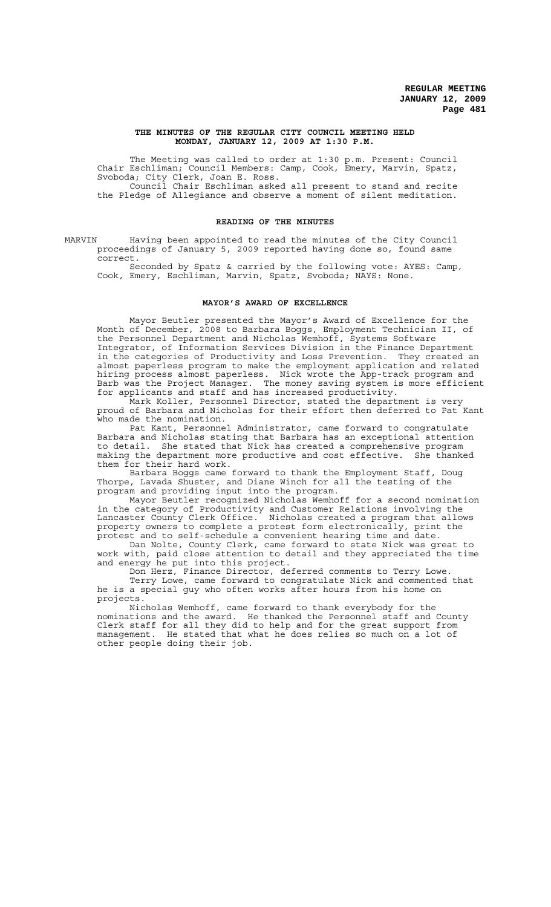**THE MINUTES OF THE REGULAR CITY COUNCIL MEETING HELD MONDAY, JANUARY 12, 2009 AT 1:30 P.M.**

The Meeting was called to order at 1:30 p.m. Present: Council Chair Eschliman; Council Members: Camp, Cook, Emery, Marvin, Spatz, Svoboda; City Clerk, Joan E. Ross.

Council Chair Eschliman asked all present to stand and recite the Pledge of Allegiance and observe a moment of silent meditation.

## READING OF THE MINUTES

MARVIN Having been appointed to read the minutes of the City Council proceedings of January 5, 2009 reported having done so, found same correct.

Seconded by Spatz & carried by the following vote: AYES: Camp, Cook, Emery, Eschliman, Marvin, Spatz, Svoboda; NAYS: None.

## MAYOR'S AWARD OF EXCELLENCE

Mayor Beutler presented the Mayor's Award of Excellence for the Month of December, 2008 to Barbara Boggs, Employment Technician II, of the Personnel Department and Nicholas Wemhoff, Systems Software Integrator, of Information Services Division in the Finance Department in the categories of Productivity and Loss Prevention. They created an almost paperless program to make the employment application and related hiring process almost paperless. Nick wrote the App-track program and Barb was the Project Manager. The money saving system is more efficient for applicants and staff and has increased productivity.

Mark Koller, Personnel Director, stated the department is very proud of Barbara and Nicholas for their effort then deferred to Pat Kant who made the nomination.

Pat Kant, Personnel Administrator, came forward to congratulate Barbara and Nicholas stating that Barbara has an exceptional attention to detail. She stated that Nick has created a comprehensive program making the department more productive and cost effective. She thanked them for their hard work.

Barbara Boggs came forward to thank the Employment Staff, Doug Thorpe, Lavada Shuster, and Diane Winch for all the testing of the program and providing input into the program.

Mayor Beutler recognized Nicholas Wemhoff for a second nomination in the category of Productivity and Customer Relations involving the Lancaster County Clerk Office. Nicholas created a program that allows property owners to complete a protest form electronically, print the protest and to self-schedule a convenient hearing time and date.

Dan Nolte, County Clerk, came forward to state Nick was great to work with, paid close attention to detail and they appreciated the time and energy he put into this project.

Don Herz, Finance Director, deferred comments to Terry Lowe.

Terry Lowe, came forward to congratulate Nick and commented that he is a special guy who often works after hours from his home on projects.

Nicholas Wemhoff, came forward to thank everybody for the nominations and the award. He thanked the Personnel staff and County Clerk staff for all they did to help and for the great support from management. He stated that what he does relies so much on a lot of other people doing their job.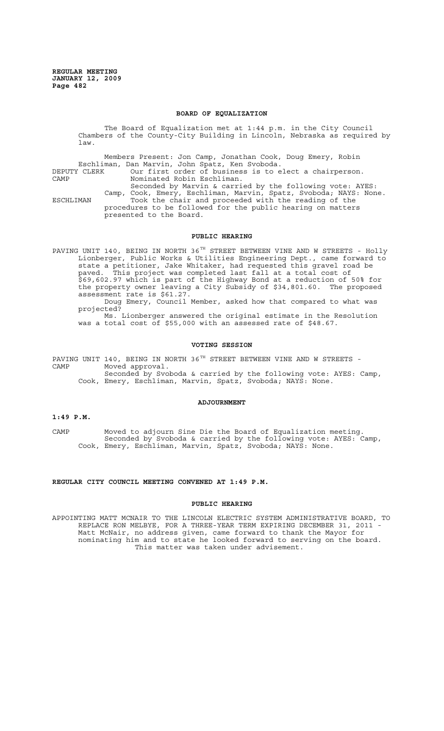## BOARD OF EQUALIZATION

The Board of Equalization met at 1:44 p.m. in the City Council Chambers of the County-City Building in Lincoln, Nebraska as required by law.

Members Present: Jon Camp, Jonathan Cook, Doug Emery, Robin Eschliman, Dan Marvin, John Spatz, Ken Svoboda.

DEPUTY CLERK Our first order of business is to elect a chairperson.

CAMP Nominated Robin Eschliman.

Seconded by Marvin & carried by the following vote: AYES: Camp, Cook, Emery, Eschliman, Marvin, Spatz, Svoboda; NAYS: None.

ESCHLIMAN Took the chair and proceeded with the reading of the procedures to be followed for the public hearing on matters presented to the Board.

## PUBLIC HEARING

PAVING UNIT 140, BEING IN NORTH 36TH STREET BETWEEN VINE AND W STREETS - Holly Lionberger, Public Works & Utilities Engineering Dept., came forward to state a petitioner, Jake Whitaker, had requested this gravel road be paved. This project was completed last fall at a total cost of $69,602.97 which is part of the Highway Bond at a reduction of 50% for the property owner leaving a City Subsidy of $34,801.60. The proposed assessment rate is $61.27.

Doug Emery, Council Member, asked how that compared to what was projected?

Ms. Lionberger answered the original estimate in the Resolution was a total cost of $55,000 with an assessed rate of $48.67.

## VOTING SESSION

PAVING UNIT 140, BEING IN NORTH 36TH STREET BETWEEN VINE AND W STREETS -

CAMP Moved approval.

Seconded by Svoboda & carried by the following vote: AYES: Camp, Cook, Emery, Eschliman, Marvin, Spatz, Svoboda; NAYS: None.

## ADJOURNMENT

**1:49 P.M.**

CAMP Moved to adjourn Sine Die the Board of Equalization meeting.

Seconded by Svoboda & carried by the following vote: AYES: Camp, Cook, Emery, Eschliman, Marvin, Spatz, Svoboda; NAYS: None.

## REGULAR CITY COUNCIL MEETING CONVENED AT 1:49 P.M.

## PUBLIC HEARING

APPOINTING MATT MCNAIR TO THE LINCOLN ELECTRIC SYSTEM ADMINISTRATIVE BOARD, TO REPLACE RON MELBYE, FOR A THREE-YEAR TERM EXPIRING DECEMBER 31, 2011 - Matt McNair, no address given, came forward to thank the Mayor for nominating him and to state he looked forward to serving on the board.

This matter was taken under advisement.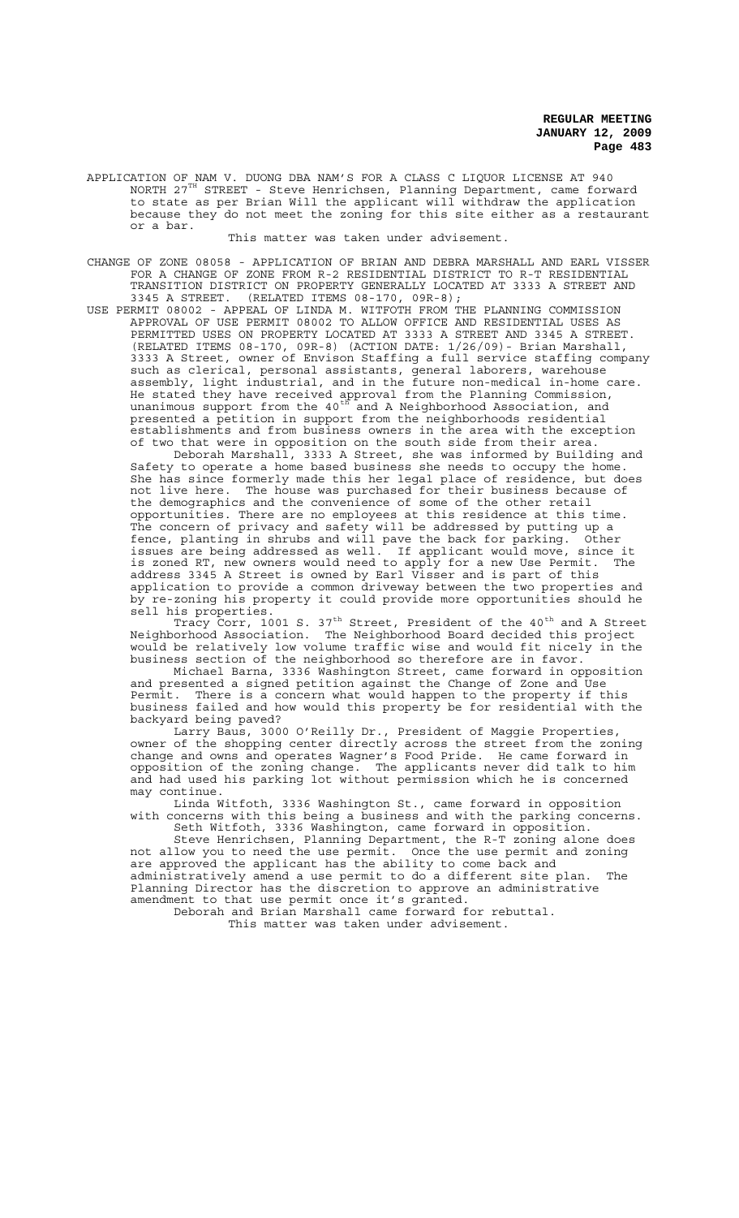APPLICATION OF NAM V. DUONG DBA NAM'S FOR A CLASS C LIQUOR LICENSE AT 940 NORTH 27TH STREET - Steve Henrichsen, Planning Department, came forward to state as per Brian Will the applicant will withdraw the application because they do not meet the zoning for this site either as a restaurant or a bar.

This matter was taken under advisement.

CHANGE OF ZONE 08058 - APPLICATION OF BRIAN AND DEBRA MARSHALL AND EARL VISSER FOR A CHANGE OF ZONE FROM R-2 RESIDENTIAL DISTRICT TO R-T RESIDENTIAL TRANSITION DISTRICT ON PROPERTY GENERALLY LOCATED AT 3333 A STREET AND 3345 A STREET. (RELATED ITEMS 08-170, 09R-8);

USE PERMIT 08002 - APPEAL OF LINDA M. WITFOTH FROM THE PLANNING COMMISSION APPROVAL OF USE PERMIT 08002 TO ALLOW OFFICE AND RESIDENTIAL USES AS PERMITTED USES ON PROPERTY LOCATED AT 3333 A STREET AND 3345 A STREET. (RELATED ITEMS 08-170, 09R-8) (ACTION DATE: 1/26/09)- Brian Marshall, 3333 A Street, owner of Envison Staffing a full service staffing company such as clerical, personal assistants, general laborers, warehouse assembly, light industrial, and in the future non-medical in-home care. He stated they have received approval from the Planning Commission, unanimous support from the 40th and A Neighborhood Association, and presented a petition in support from the neighborhoods residential establishments and from business owners in the area with the exception of two that were in opposition on the south side from their area.

Deborah Marshall, 3333 A Street, she was informed by Building and Safety to operate a home based business she needs to occupy the home. She has since formerly made this her legal place of residence, but does not live here. The house was purchased for their business because of the demographics and the convenience of some of the other retail opportunities. There are no employees at this residence at this time. The concern of privacy and safety will be addressed by putting up a fence, planting in shrubs and will pave the back for parking. Other issues are being addressed as well. If applicant would move, since it is zoned RT, new owners would need to apply for a new Use Permit. The address 3345 A Street is owned by Earl Visser and is part of this application to provide a common driveway between the two properties and by re-zoning his property it could provide more opportunities should he sell his properties.

Tracy Corr, 1001 S. 37th Street, President of the 40th and A Street Neighborhood Association. The Neighborhood Board decided this project would be relatively low volume traffic wise and would fit nicely in the business section of the neighborhood so therefore are in favor.

Michael Barna, 3336 Washington Street, came forward in opposition and presented a signed petition against the Change of Zone and Use Permit. There is a concern what would happen to the property if this business failed and how would this property be for residential with the backyard being paved?

Larry Baus, 3000 O'Reilly Dr., President of Maggie Properties, owner of the shopping center directly across the street from the zoning change and owns and operates Wagner's Food Pride. He came forward in opposition of the zoning change. The applicants never did talk to him and had used his parking lot without permission which he is concerned may continue.

Linda Witfoth, 3336 Washington St., came forward in opposition with concerns with this being a business and with the parking concerns.

Seth Witfoth, 3336 Washington, came forward in opposition.

Steve Henrichsen, Planning Department, the R-T zoning alone does not allow you to need the use permit. Once the use permit and zoning are approved the applicant has the ability to come back and administratively amend a use permit to do a different site plan. The Planning Director has the discretion to approve an administrative amendment to that use permit once it's granted.

Deborah and Brian Marshall came forward for rebuttal.

This matter was taken under advisement.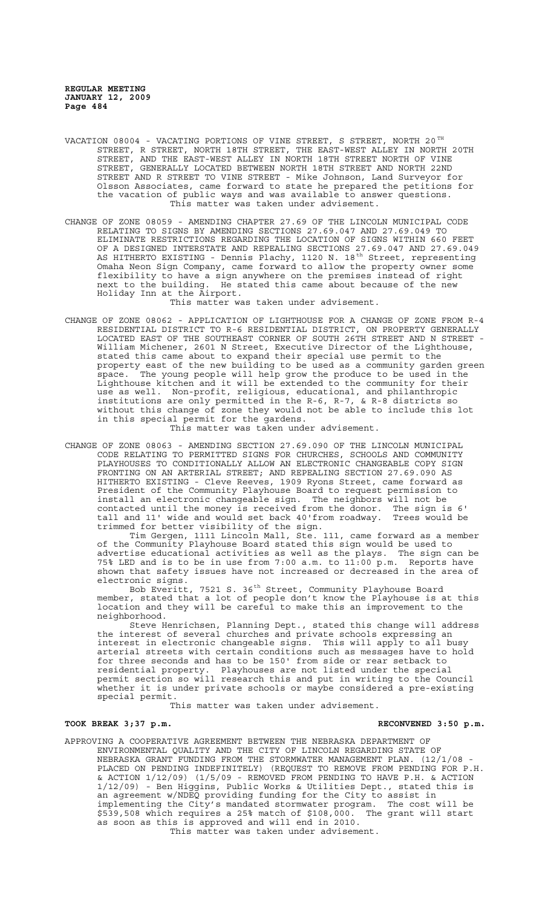VACATION 08004 - VACATING PORTIONS OF VINE STREET, S STREET, NORTH 20TH STREET, R STREET, NORTH 18TH STREET, THE EAST-WEST ALLEY IN NORTH 20TH STREET, AND THE EAST-WEST ALLEY IN NORTH 18TH STREET NORTH OF VINE STREET, GENERALLY LOCATED BETWEEN NORTH 18TH STREET AND NORTH 22ND STREET AND R STREET TO VINE STREET - Mike Johnson, Land Surveyor for Olsson Associates, came forward to state he prepared the petitions for the vacation of public ways and was available to answer questions.
This matter was taken under advisement.

CHANGE OF ZONE 08059 - AMENDING CHAPTER 27.69 OF THE LINCOLN MUNICIPAL CODE RELATING TO SIGNS BY AMENDING SECTIONS 27.69.047 AND 27.69.049 TO ELIMINATE RESTRICTIONS REGARDING THE LOCATION OF SIGNS WITHIN 660 FEET OF A DESIGNED INTERSTATE AND REPEALING SECTIONS 27.69.047 AND 27.69.049 AS HITHERTO EXISTING - Dennis Plachy, 1120 N. 18th Street, representing Omaha Neon Sign Company, came forward to allow the property owner some flexibility to have a sign anywhere on the premises instead of right next to the building. He stated this came about because of the new Holiday Inn at the Airport.
This matter was taken under advisement.

CHANGE OF ZONE 08062 - APPLICATION OF LIGHTHOUSE FOR A CHANGE OF ZONE FROM R-4 RESIDENTIAL DISTRICT TO R-6 RESIDENTIAL DISTRICT, ON PROPERTY GENERALLY LOCATED EAST OF THE SOUTHEAST CORNER OF SOUTH 26TH STREET AND N STREET - William Michener, 2601 N Street, Executive Director of the Lighthouse, stated this came about to expand their special use permit to the property east of the new building to be used as a community garden green space. The young people will help grow the produce to be used in the Lighthouse kitchen and it will be extended to the community for their use as well. Non-profit, religious, educational, and philanthropic institutions are only permitted in the R-6, R-7, & R-8 districts so without this change of zone they would not be able to include this lot in this special permit for the gardens.
This matter was taken under advisement.

CHANGE OF ZONE 08063 - AMENDING SECTION 27.69.090 OF THE LINCOLN MUNICIPAL CODE RELATING TO PERMITTED SIGNS FOR CHURCHES, SCHOOLS AND COMMUNITY PLAYHOUSES TO CONDITIONALLY ALLOW AN ELECTRONIC CHANGEABLE COPY SIGN FRONTING ON AN ARTERIAL STREET; AND REPEALING SECTION 27.69.090 AS HITHERTO EXISTING - Cleve Reeves, 1909 Ryons Street, came forward as President of the Community Playhouse Board to request permission to install an electronic changeable sign. The neighbors will not be contacted until the money is received from the donor. The sign is 6' tall and 11' wide and would set back 40'from roadway. Trees would be trimmed for better visibility of the sign.

Tim Gergen, 1111 Lincoln Mall, Ste. 111, came forward as a member of the Community Playhouse Board stated this sign would be used to advertise educational activities as well as the plays. The sign can be 75% LED and is to be in use from 7:00 a.m. to 11:00 p.m. Reports have shown that safety issues have not increased or decreased in the area of electronic signs.

Bob Everitt, 7521 S. 36th Street, Community Playhouse Board member, stated that a lot of people don't know the Playhouse is at this location and they will be careful to make this an improvement to the neighborhood.

Steve Henrichsen, Planning Dept., stated this change will address the interest of several churches and private schools expressing an interest in electronic changeable signs. This will apply to all busy arterial streets with certain conditions such as messages have to hold for three seconds and has to be 150' from side or rear setback to residential property. Playhouses are not listed under the special permit section so will research this and put in writing to the Council whether it is under private schools or maybe considered a pre-existing special permit.
This matter was taken under advisement.

**TOOK BREAK 3;37 p.m.** **RECONVENED 3:50 p.m.**

APPROVING A COOPERATIVE AGREEMENT BETWEEN THE NEBRASKA DEPARTMENT OF ENVIRONMENTAL QUALITY AND THE CITY OF LINCOLN REGARDING STATE OF NEBRASKA GRANT FUNDING FROM THE STORMWATER MANAGEMENT PLAN. (12/1/08 - PLACED ON PENDING INDEFINITELY) (REQUEST TO REMOVE FROM PENDING FOR P.H. & ACTION 1/12/09) (1/5/09 - REMOVED FROM PENDING TO HAVE P.H. & ACTION 1/12/09) - Ben Higgins, Public Works & Utilities Dept., stated this is an agreement w/NDEQ providing funding for the City to assist in implementing the City's mandated stormwater program. The cost will be $539,508 which requires a 25% match of $108,000. The grant will start as soon as this is approved and will end in 2010.
This matter was taken under advisement.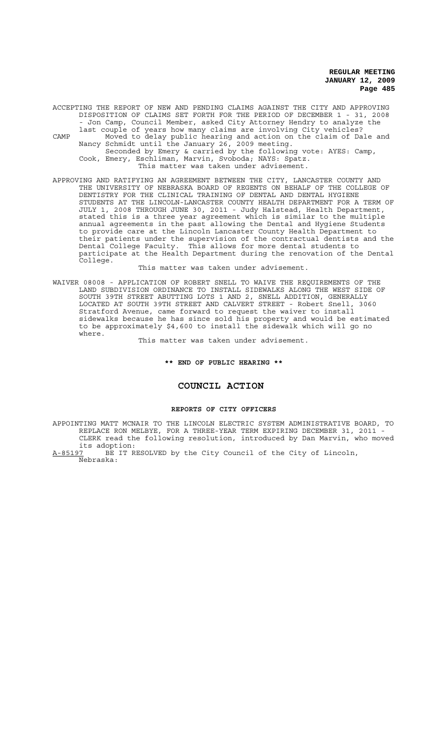ACCEPTING THE REPORT OF NEW AND PENDING CLAIMS AGAINST THE CITY AND APPROVING DISPOSITION OF CLAIMS SET FORTH FOR THE PERIOD OF DECEMBER 1 - 31, 2008 - Jon Camp, Council Member, asked City Attorney Hendry to analyze the last couple of years how many claims are involving City vehicles?

CAMP Moved to delay public hearing and action on the claim of Dale and Nancy Schmidt until the January 26, 2009 meeting.

Seconded by Emery & carried by the following vote: AYES: Camp, Cook, Emery, Eschliman, Marvin, Svoboda; NAYS: Spatz.

This matter was taken under advisement.

APPROVING AND RATIFYING AN AGREEMENT BETWEEN THE CITY, LANCASTER COUNTY AND THE UNIVERSITY OF NEBRASKA BOARD OF REGENTS ON BEHALF OF THE COLLEGE OF DENTISTRY FOR THE CLINICAL TRAINING OF DENTAL AND DENTAL HYGIENE STUDENTS AT THE LINCOLN-LANCASTER COUNTY HEALTH DEPARTMENT FOR A TERM OF JULY 1, 2008 THROUGH JUNE 30, 2011 - Judy Halstead, Health Department, stated this is a three year agreement which is similar to the multiple annual agreements in the past allowing the Dental and Hygiene Students to provide care at the Lincoln Lancaster County Health Department to their patients under the supervision of the contractual dentists and the Dental College Faculty. This allows for more dental students to participate at the Health Department during the renovation of the Dental College.

This matter was taken under advisement.

WAIVER 08008 - APPLICATION OF ROBERT SNELL TO WAIVE THE REQUIREMENTS OF THE LAND SUBDIVISION ORDINANCE TO INSTALL SIDEWALKS ALONG THE WEST SIDE OF SOUTH 39TH STREET ABUTTING LOTS 1 AND 2, SNELL ADDITION, GENERALLY LOCATED AT SOUTH 39TH STREET AND CALVERT STREET - Robert Snell, 3060 Stratford Avenue, came forward to request the waiver to install sidewalks because he has since sold his property and would be estimated to be approximately $4,600 to install the sidewalk which will go no where.

This matter was taken under advisement.

**\*\* END OF PUBLIC HEARING \*\***

# COUNCIL ACTION

### REPORTS OF CITY OFFICERS

APPOINTING MATT MCNAIR TO THE LINCOLN ELECTRIC SYSTEM ADMINISTRATIVE BOARD, TO REPLACE RON MELBYE, FOR A THREE-YEAR TERM EXPIRING DECEMBER 31, 2011 - CLERK read the following resolution, introduced by Dan Marvin, who moved its adoption:

A-85197 BE IT RESOLVED by the City Council of the City of Lincoln, Nebraska: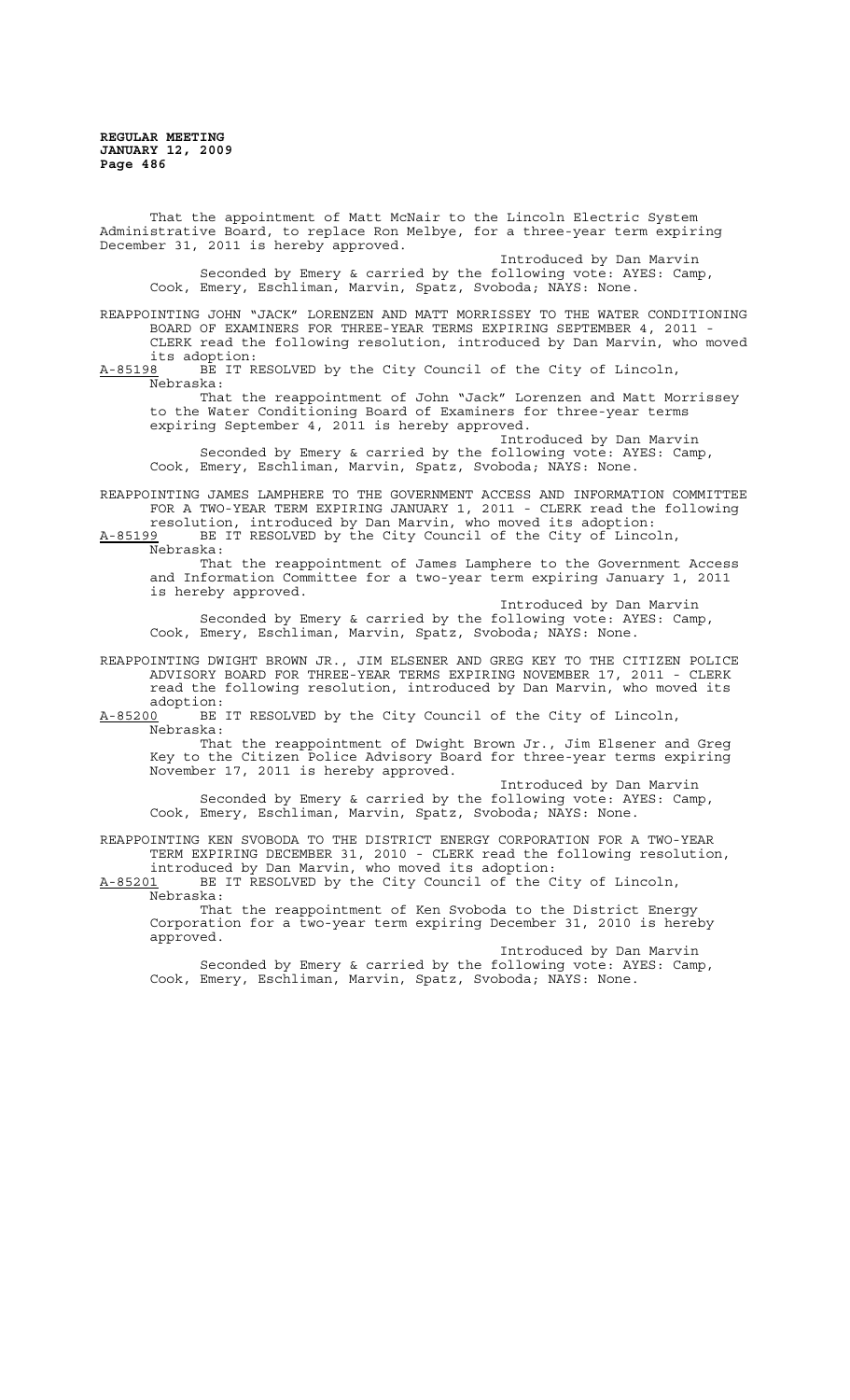That the appointment of Matt McNair to the Lincoln Electric System Administrative Board, to replace Ron Melbye, for a three-year term expiring December 31, 2011 is hereby approved.

Introduced by Dan Marvin

Seconded by Emery & carried by the following vote: AYES: Camp, Cook, Emery, Eschliman, Marvin, Spatz, Svoboda; NAYS: None.

REAPPOINTING JOHN "JACK" LORENZEN AND MATT MORRISSEY TO THE WATER CONDITIONING BOARD OF EXAMINERS FOR THREE-YEAR TERMS EXPIRING SEPTEMBER 4, 2011 - CLERK read the following resolution, introduced by Dan Marvin, who moved its adoption:

A-85198 BE IT RESOLVED by the City Council of the City of Lincoln, Nebraska:

That the reappointment of John "Jack" Lorenzen and Matt Morrissey to the Water Conditioning Board of Examiners for three-year terms expiring September 4, 2011 is hereby approved.

Introduced by Dan Marvin

Seconded by Emery & carried by the following vote: AYES: Camp, Cook, Emery, Eschliman, Marvin, Spatz, Svoboda; NAYS: None.

REAPPOINTING JAMES LAMPHERE TO THE GOVERNMENT ACCESS AND INFORMATION COMMITTEE FOR A TWO-YEAR TERM EXPIRING JANUARY 1, 2011 - CLERK read the following resolution, introduced by Dan Marvin, who moved its adoption:

A-85199 BE IT RESOLVED by the City Council of the City of Lincoln, Nebraska:

That the reappointment of James Lamphere to the Government Access and Information Committee for a two-year term expiring January 1, 2011 is hereby approved.

Introduced by Dan Marvin

Seconded by Emery & carried by the following vote: AYES: Camp, Cook, Emery, Eschliman, Marvin, Spatz, Svoboda; NAYS: None.

REAPPOINTING DWIGHT BROWN JR., JIM ELSENER AND GREG KEY TO THE CITIZEN POLICE ADVISORY BOARD FOR THREE-YEAR TERMS EXPIRING NOVEMBER 17, 2011 - CLERK read the following resolution, introduced by Dan Marvin, who moved its adoption:

A-85200 BE IT RESOLVED by the City Council of the City of Lincoln, Nebraska:

That the reappointment of Dwight Brown Jr., Jim Elsener and Greg Key to the Citizen Police Advisory Board for three-year terms expiring November 17, 2011 is hereby approved.

Introduced by Dan Marvin

Seconded by Emery & carried by the following vote: AYES: Camp, Cook, Emery, Eschliman, Marvin, Spatz, Svoboda; NAYS: None.

REAPPOINTING KEN SVOBODA TO THE DISTRICT ENERGY CORPORATION FOR A TWO-YEAR TERM EXPIRING DECEMBER 31, 2010 - CLERK read the following resolution, introduced by Dan Marvin, who moved its adoption:

A-85201 BE IT RESOLVED by the City Council of the City of Lincoln, Nebraska:

That the reappointment of Ken Svoboda to the District Energy Corporation for a two-year term expiring December 31, 2010 is hereby approved.

Introduced by Dan Marvin

Seconded by Emery & carried by the following vote: AYES: Camp, Cook, Emery, Eschliman, Marvin, Spatz, Svoboda; NAYS: None.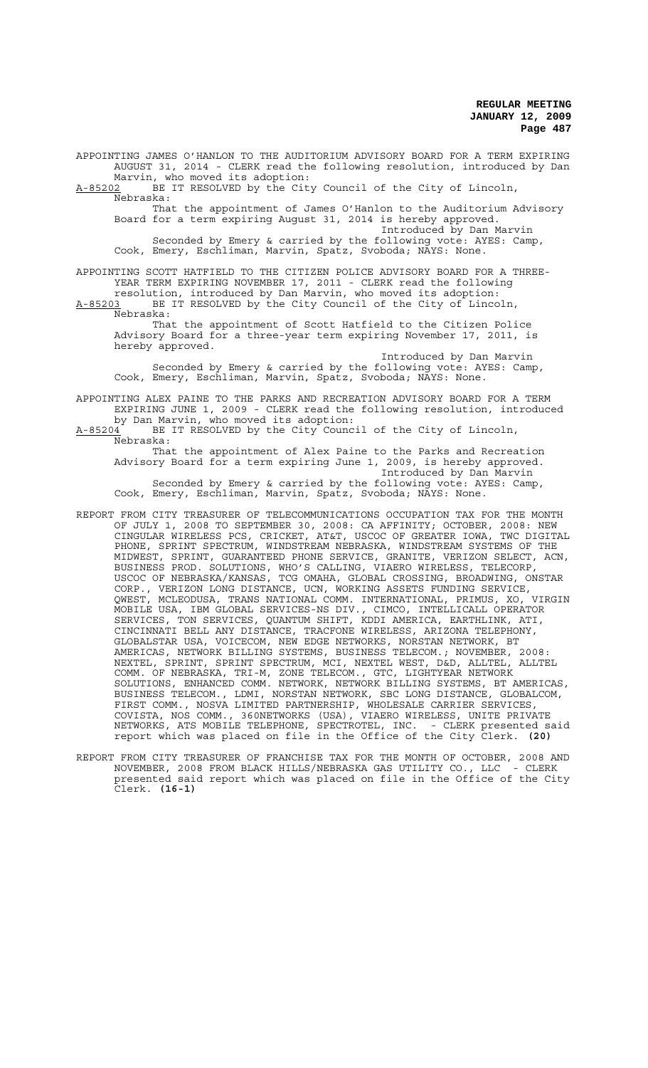APPOINTING JAMES O'HANLON TO THE AUDITORIUM ADVISORY BOARD FOR A TERM EXPIRING AUGUST 31, 2014 - CLERK read the following resolution, introduced by Dan Marvin, who moved its adoption:

A-85202 BE IT RESOLVED by the City Council of the City of Lincoln, Nebraska:

That the appointment of James O'Hanlon to the Auditorium Advisory Board for a term expiring August 31, 2014 is hereby approved.

Introduced by Dan Marvin

Seconded by Emery & carried by the following vote: AYES: Camp, Cook, Emery, Eschliman, Marvin, Spatz, Svoboda; NAYS: None.

APPOINTING SCOTT HATFIELD TO THE CITIZEN POLICE ADVISORY BOARD FOR A THREE-YEAR TERM EXPIRING NOVEMBER 17, 2011 - CLERK read the following resolution, introduced by Dan Marvin, who moved its adoption:

A-85203 BE IT RESOLVED by the City Council of the City of Lincoln, Nebraska:

That the appointment of Scott Hatfield to the Citizen Police Advisory Board for a three-year term expiring November 17, 2011, is hereby approved.

Introduced by Dan Marvin

Seconded by Emery & carried by the following vote: AYES: Camp, Cook, Emery, Eschliman, Marvin, Spatz, Svoboda; NAYS: None.

APPOINTING ALEX PAINE TO THE PARKS AND RECREATION ADVISORY BOARD FOR A TERM EXPIRING JUNE 1, 2009 - CLERK read the following resolution, introduced by Dan Marvin, who moved its adoption:

A-85204 BE IT RESOLVED by the City Council of the City of Lincoln, Nebraska:

That the appointment of Alex Paine to the Parks and Recreation Advisory Board for a term expiring June 1, 2009, is hereby approved.

Introduced by Dan Marvin

Seconded by Emery & carried by the following vote: AYES: Camp, Cook, Emery, Eschliman, Marvin, Spatz, Svoboda; NAYS: None.

REPORT FROM CITY TREASURER OF TELECOMMUNICATIONS OCCUPATION TAX FOR THE MONTH OF JULY 1, 2008 TO SEPTEMBER 30, 2008: CA AFFINITY; OCTOBER, 2008: NEW CINGULAR WIRELESS PCS, CRICKET, AT&T, USCOC OF GREATER IOWA, TWC DIGITAL PHONE, SPRINT SPECTRUM, WINDSTREAM NEBRASKA, WINDSTREAM SYSTEMS OF THE MIDWEST, SPRINT, GUARANTEED PHONE SERVICE, GRANITE, VERIZON SELECT, ACN, BUSINESS PROD. SOLUTIONS, WHO'S CALLING, VIAERO WIRELESS, TELECORP, USCOC OF NEBRASKA/KANSAS, TCG OMAHA, GLOBAL CROSSING, BROADWING, ONSTAR CORP., VERIZON LONG DISTANCE, UCN, WORKING ASSETS FUNDING SERVICE, QWEST, MCLEODUSA, TRANS NATIONAL COMM. INTERNATIONAL, PRIMUS, XO, VIRGIN MOBILE USA, IBM GLOBAL SERVICES-NS DIV., CIMCO, INTELLICALL OPERATOR SERVICES, TON SERVICES, QUANTUM SHIFT, KDDI AMERICA, EARTHLINK, ATI, CINCINNATI BELL ANY DISTANCE, TRACFONE WIRELESS, ARIZONA TELEPHONY, GLOBALSTAR USA, VOICECOM, NEW EDGE NETWORKS, NORSTAN NETWORK, BT AMERICAS, NETWORK BILLING SYSTEMS, BUSINESS TELECOM.; NOVEMBER, 2008: NEXTEL, SPRINT, SPRINT SPECTRUM, MCI, NEXTEL WEST, D&D, ALLTEL, ALLTEL COMM. OF NEBRASKA, TRI-M, ZONE TELECOM., GTC, LIGHTYEAR NETWORK SOLUTIONS, ENHANCED COMM. NETWORK, NETWORK BILLING SYSTEMS, BT AMERICAS, BUSINESS TELECOM., LDMI, NORSTAN NETWORK, SBC LONG DISTANCE, GLOBALCOM, FIRST COMM., NOSVA LIMITED PARTNERSHIP, WHOLESALE CARRIER SERVICES, COVISTA, NOS COMM., 360NETWORKS (USA), VIAERO WIRELESS, UNITE PRIVATE NETWORKS, ATS MOBILE TELEPHONE, SPECTROTEL, INC. - CLERK presented said report which was placed on file in the Office of the City Clerk. **(20)**

REPORT FROM CITY TREASURER OF FRANCHISE TAX FOR THE MONTH OF OCTOBER, 2008 AND NOVEMBER, 2008 FROM BLACK HILLS/NEBRASKA GAS UTILITY CO., LLC - CLERK presented said report which was placed on file in the Office of the City Clerk. **(16-1)**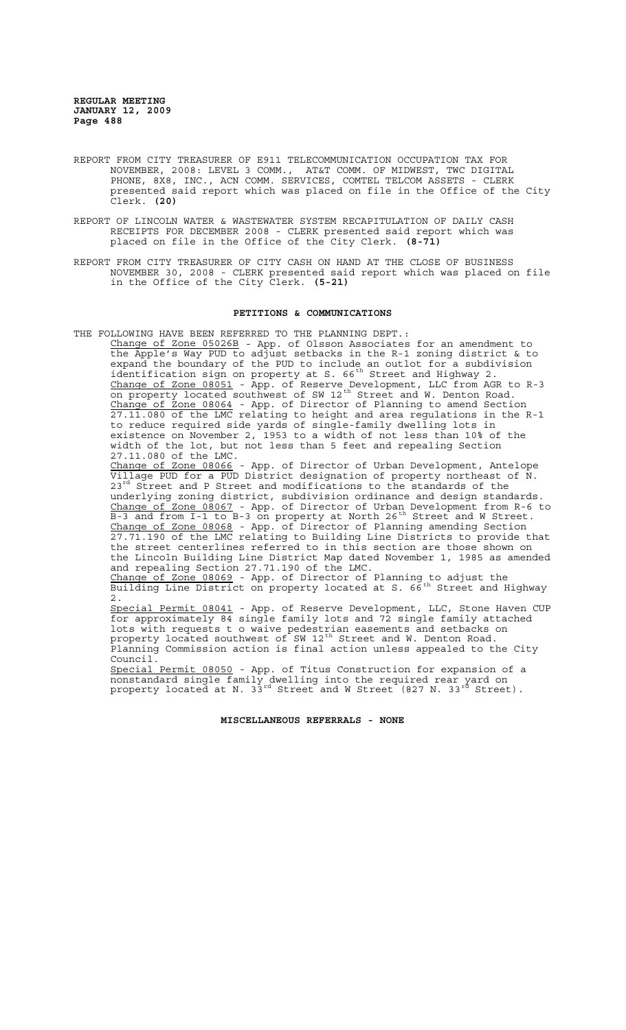REPORT FROM CITY TREASURER OF E911 TELECOMMUNICATION OCCUPATION TAX FOR NOVEMBER, 2008: LEVEL 3 COMM., AT&T COMM. OF MIDWEST, TWC DIGITAL PHONE, 8X8, INC., ACN COMM. SERVICES, COMTEL TELCOM ASSETS - CLERK presented said report which was placed on file in the Office of the City Clerk. **(20)**

REPORT OF LINCOLN WATER & WASTEWATER SYSTEM RECAPITULATION OF DAILY CASH RECEIPTS FOR DECEMBER 2008 - CLERK presented said report which was placed on file in the Office of the City Clerk. **(8-71)**

REPORT FROM CITY TREASURER OF CITY CASH ON HAND AT THE CLOSE OF BUSINESS NOVEMBER 30, 2008 - CLERK presented said report which was placed on file in the Office of the City Clerk. **(5-21)**

## PETITIONS & COMMUNICATIONS

THE FOLLOWING HAVE BEEN REFERRED TO THE PLANNING DEPT.:

Change of Zone 05026B - App. of Olsson Associates for an amendment to the Apple's Way PUD to adjust setbacks in the R-1 zoning district & to expand the boundary of the PUD to include an outlot for a subdivision identification sign on property at S. 66th Street and Highway 2.

Change of Zone 08051 - App. of Reserve Development, LLC from AGR to R-3 on property located southwest of SW 12th Street and W. Denton Road.

Change of Zone 08064 - App. of Director of Planning to amend Section 27.11.080 of the LMC relating to height and area regulations in the R-1 to reduce required side yards of single-family dwelling lots in existence on November 2, 1953 to a width of not less than 10% of the width of the lot, but not less than 5 feet and repealing Section 27.11.080 of the LMC.

Change of Zone 08066 - App. of Director of Urban Development, Antelope Village PUD for a PUD District designation of property northeast of N. 23rd Street and P Street and modifications to the standards of the underlying zoning district, subdivision ordinance and design standards.

Change of Zone 08067 - App. of Director of Urban Development from R-6 to B-3 and from I-1 to B-3 on property at North 26th Street and W Street.

Change of Zone 08068 - App. of Director of Planning amending Section 27.71.190 of the LMC relating to Building Line Districts to provide that the street centerlines referred to in this section are those shown on the Lincoln Building Line District Map dated November 1, 1985 as amended and repealing Section 27.71.190 of the LMC.

Change of Zone 08069 - App. of Director of Planning to adjust the Building Line District on property located at S. 66th Street and Highway 2.

Special Permit 08041 - App. of Reserve Development, LLC, Stone Haven CUP for approximately 84 single family lots and 72 single family attached lots with requests t o waive pedestrian easements and setbacks on property located southwest of SW 12th Street and W. Denton Road. Planning Commission action is final action unless appealed to the City Council.

Special Permit 08050 - App. of Titus Construction for expansion of a nonstandard single family dwelling into the required rear yard on property located at N. 33rd Street and W Street (827 N. 33rd Street).

## MISCELLANEOUS REFERRALS - NONE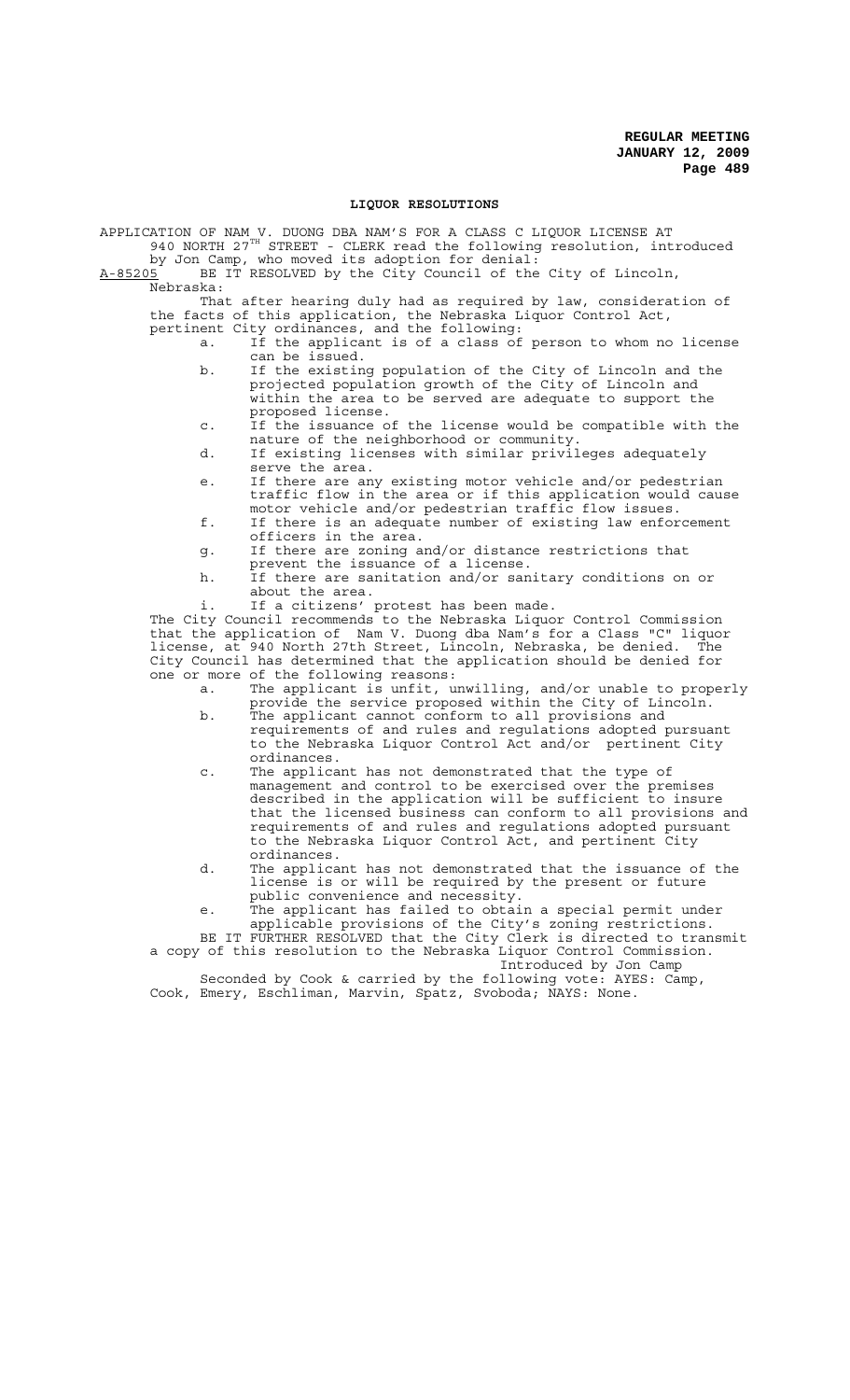## LIQUOR RESOLUTIONS

APPLICATION OF NAM V. DUONG DBA NAM'S FOR A CLASS C LIQUOR LICENSE AT 940 NORTH 27$^{TH}$ STREET - CLERK read the following resolution, introduced by Jon Camp, who moved its adoption for denial:

A-85205 BE IT RESOLVED by the City Council of the City of Lincoln, Nebraska:

That after hearing duly had as required by law, consideration of the facts of this application, the Nebraska Liquor Control Act, pertinent City ordinances, and the following:

a. If the applicant is of a class of person to whom no license can be issued.
b. If the existing population of the City of Lincoln and the projected population growth of the City of Lincoln and within the area to be served are adequate to support the proposed license.
c. If the issuance of the license would be compatible with the nature of the neighborhood or community.
d. If existing licenses with similar privileges adequately serve the area.
e. If there are any existing motor vehicle and/or pedestrian traffic flow in the area or if this application would cause motor vehicle and/or pedestrian traffic flow issues.
f. If there is an adequate number of existing law enforcement officers in the area.
g. If there are zoning and/or distance restrictions that prevent the issuance of a license.
h. If there are sanitation and/or sanitary conditions on or about the area.
i. If a citizens' protest has been made.

The City Council recommends to the Nebraska Liquor Control Commission that the application of Nam V. Duong dba Nam's for a Class "C" liquor license, at 940 North 27th Street, Lincoln, Nebraska, be denied. The City Council has determined that the application should be denied for one or more of the following reasons:

a. The applicant is unfit, unwilling, and/or unable to properly provide the service proposed within the City of Lincoln.
b. The applicant cannot conform to all provisions and requirements of and rules and regulations adopted pursuant to the Nebraska Liquor Control Act and/or pertinent City ordinances.
c. The applicant has not demonstrated that the type of management and control to be exercised over the premises described in the application will be sufficient to insure that the licensed business can conform to all provisions and requirements of and rules and regulations adopted pursuant to the Nebraska Liquor Control Act, and pertinent City ordinances.
d. The applicant has not demonstrated that the issuance of the license is or will be required by the present or future public convenience and necessity.
e. The applicant has failed to obtain a special permit under applicable provisions of the City's zoning restrictions.

BE IT FURTHER RESOLVED that the City Clerk is directed to transmit a copy of this resolution to the Nebraska Liquor Control Commission.

Introduced by Jon Camp

Seconded by Cook & carried by the following vote: AYES: Camp, Cook, Emery, Eschliman, Marvin, Spatz, Svoboda; NAYS: None.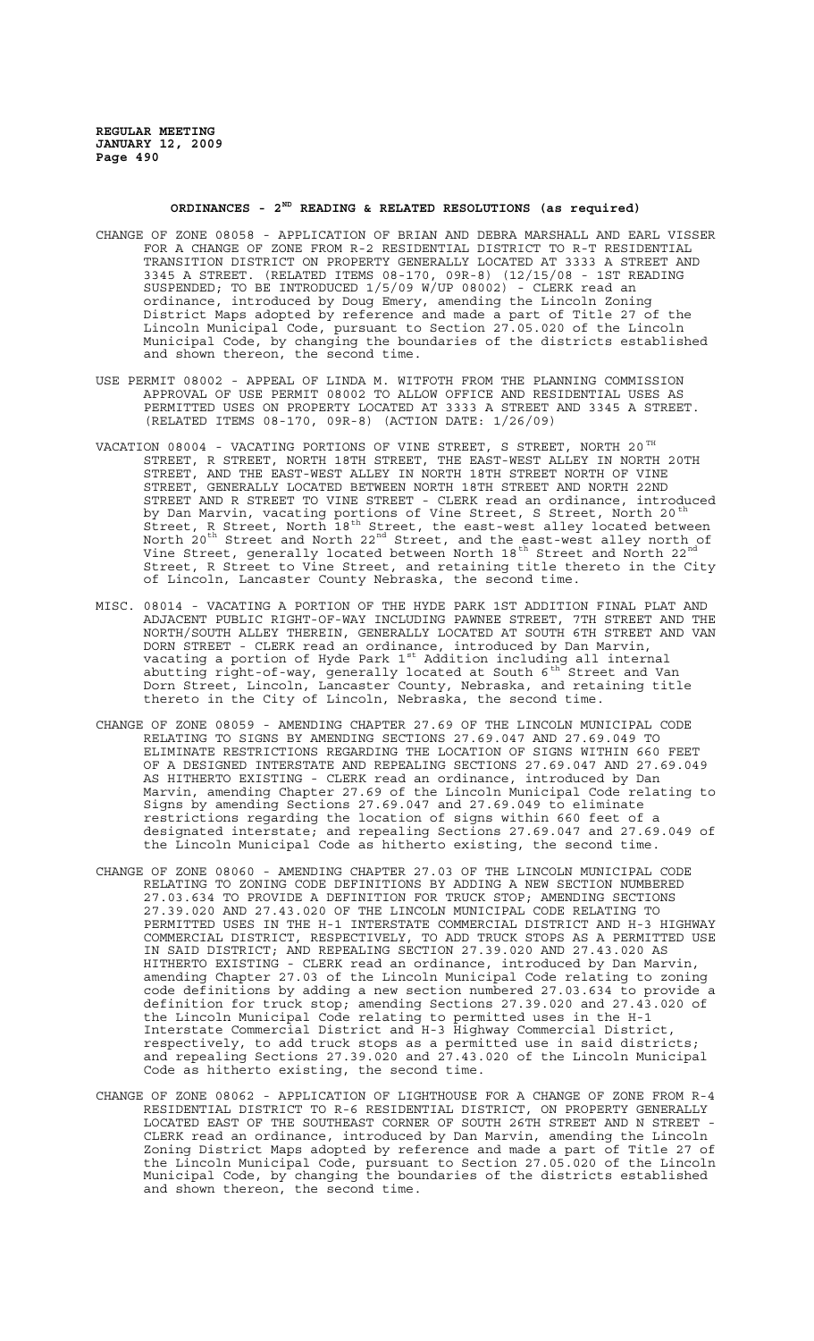## ORDINANCES - 2[ND] READING & RELATED RESOLUTIONS (as required)

CHANGE OF ZONE 08058 - APPLICATION OF BRIAN AND DEBRA MARSHALL AND EARL VISSER FOR A CHANGE OF ZONE FROM R-2 RESIDENTIAL DISTRICT TO R-T RESIDENTIAL TRANSITION DISTRICT ON PROPERTY GENERALLY LOCATED AT 3333 A STREET AND 3345 A STREET. (RELATED ITEMS 08-170, 09R-8) (12/15/08 - 1ST READING SUSPENDED; TO BE INTRODUCED 1/5/09 W/UP 08002) - CLERK read an ordinance, introduced by Doug Emery, amending the Lincoln Zoning District Maps adopted by reference and made a part of Title 27 of the Lincoln Municipal Code, pursuant to Section 27.05.020 of the Lincoln Municipal Code, by changing the boundaries of the districts established and shown thereon, the second time.

USE PERMIT 08002 - APPEAL OF LINDA M. WITFOTH FROM THE PLANNING COMMISSION APPROVAL OF USE PERMIT 08002 TO ALLOW OFFICE AND RESIDENTIAL USES AS PERMITTED USES ON PROPERTY LOCATED AT 3333 A STREET AND 3345 A STREET. (RELATED ITEMS 08-170, 09R-8) (ACTION DATE: 1/26/09)

VACATION 08004 - VACATING PORTIONS OF VINE STREET, S STREET, NORTH 20[TH] STREET, R STREET, NORTH 18TH STREET, THE EAST-WEST ALLEY IN NORTH 20TH STREET, AND THE EAST-WEST ALLEY IN NORTH 18TH STREET NORTH OF VINE STREET, GENERALLY LOCATED BETWEEN NORTH 18TH STREET AND NORTH 22ND STREET AND R STREET TO VINE STREET - CLERK read an ordinance, introduced by Dan Marvin, vacating portions of Vine Street, S Street, North 20[th] Street, R Street, North 18[th] Street, the east-west alley located between North 20[th] Street and North 22[nd] Street, and the east-west alley north of Vine Street, generally located between North 18[th] Street and North 22[nd] Street, R Street to Vine Street, and retaining title thereto in the City of Lincoln, Lancaster County Nebraska, the second time.

MISC. 08014 - VACATING A PORTION OF THE HYDE PARK 1ST ADDITION FINAL PLAT AND ADJACENT PUBLIC RIGHT-OF-WAY INCLUDING PAWNEE STREET, 7TH STREET AND THE NORTH/SOUTH ALLEY THEREIN, GENERALLY LOCATED AT SOUTH 6TH STREET AND VAN DORN STREET - CLERK read an ordinance, introduced by Dan Marvin, vacating a portion of Hyde Park 1[st] Addition including all internal abutting right-of-way, generally located at South 6[th] Street and Van Dorn Street, Lincoln, Lancaster County, Nebraska, and retaining title thereto in the City of Lincoln, Nebraska, the second time.

CHANGE OF ZONE 08059 - AMENDING CHAPTER 27.69 OF THE LINCOLN MUNICIPAL CODE RELATING TO SIGNS BY AMENDING SECTIONS 27.69.047 AND 27.69.049 TO ELIMINATE RESTRICTIONS REGARDING THE LOCATION OF SIGNS WITHIN 660 FEET OF A DESIGNED INTERSTATE AND REPEALING SECTIONS 27.69.047 AND 27.69.049 AS HITHERTO EXISTING - CLERK read an ordinance, introduced by Dan Marvin, amending Chapter 27.69 of the Lincoln Municipal Code relating to Signs by amending Sections 27.69.047 and 27.69.049 to eliminate restrictions regarding the location of signs within 660 feet of a designated interstate; and repealing Sections 27.69.047 and 27.69.049 of the Lincoln Municipal Code as hitherto existing, the second time.

CHANGE OF ZONE 08060 - AMENDING CHAPTER 27.03 OF THE LINCOLN MUNICIPAL CODE RELATING TO ZONING CODE DEFINITIONS BY ADDING A NEW SECTION NUMBERED 27.03.634 TO PROVIDE A DEFINITION FOR TRUCK STOP; AMENDING SECTIONS 27.39.020 AND 27.43.020 OF THE LINCOLN MUNICIPAL CODE RELATING TO PERMITTED USES IN THE H-1 INTERSTATE COMMERCIAL DISTRICT AND H-3 HIGHWAY COMMERCIAL DISTRICT, RESPECTIVELY, TO ADD TRUCK STOPS AS A PERMITTED USE IN SAID DISTRICT; AND REPEALING SECTION 27.39.020 AND 27.43.020 AS HITHERTO EXISTING - CLERK read an ordinance, introduced by Dan Marvin, amending Chapter 27.03 of the Lincoln Municipal Code relating to zoning code definitions by adding a new section numbered 27.03.634 to provide a definition for truck stop; amending Sections 27.39.020 and 27.43.020 of the Lincoln Municipal Code relating to permitted uses in the H-1 Interstate Commercial District and H-3 Highway Commercial District, respectively, to add truck stops as a permitted use in said districts; and repealing Sections 27.39.020 and 27.43.020 of the Lincoln Municipal Code as hitherto existing, the second time.

CHANGE OF ZONE 08062 - APPLICATION OF LIGHTHOUSE FOR A CHANGE OF ZONE FROM R-4 RESIDENTIAL DISTRICT TO R-6 RESIDENTIAL DISTRICT, ON PROPERTY GENERALLY LOCATED EAST OF THE SOUTHEAST CORNER OF SOUTH 26TH STREET AND N STREET - CLERK read an ordinance, introduced by Dan Marvin, amending the Lincoln Zoning District Maps adopted by reference and made a part of Title 27 of the Lincoln Municipal Code, pursuant to Section 27.05.020 of the Lincoln Municipal Code, by changing the boundaries of the districts established and shown thereon, the second time.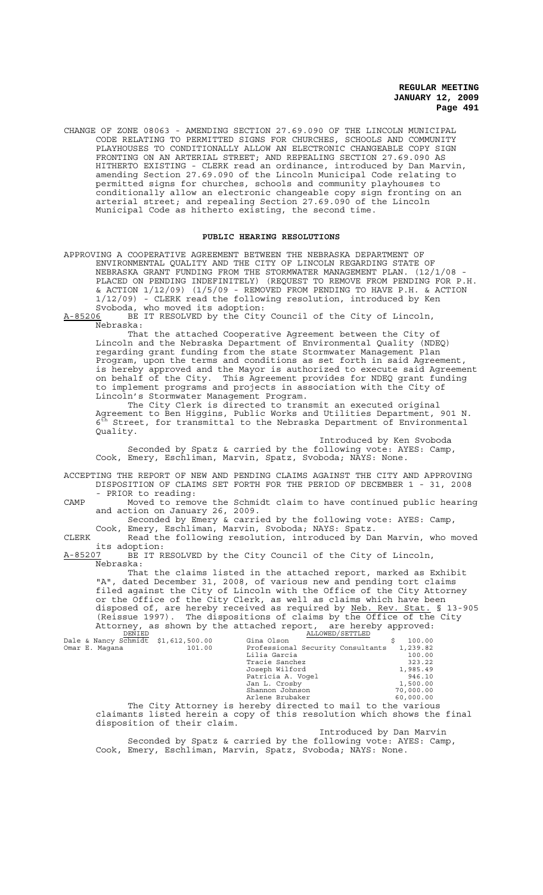CHANGE OF ZONE 08063 - AMENDING SECTION 27.69.090 OF THE LINCOLN MUNICIPAL CODE RELATING TO PERMITTED SIGNS FOR CHURCHES, SCHOOLS AND COMMUNITY PLAYHOUSES TO CONDITIONALLY ALLOW AN ELECTRONIC CHANGEABLE COPY SIGN FRONTING ON AN ARTERIAL STREET; AND REPEALING SECTION 27.69.090 AS HITHERTO EXISTING - CLERK read an ordinance, introduced by Dan Marvin, amending Section 27.69.090 of the Lincoln Municipal Code relating to permitted signs for churches, schools and community playhouses to conditionally allow an electronic changeable copy sign fronting on an arterial street; and repealing Section 27.69.090 of the Lincoln Municipal Code as hitherto existing, the second time.

## PUBLIC HEARING RESOLUTIONS

APPROVING A COOPERATIVE AGREEMENT BETWEEN THE NEBRASKA DEPARTMENT OF ENVIRONMENTAL QUALITY AND THE CITY OF LINCOLN REGARDING STATE OF NEBRASKA GRANT FUNDING FROM THE STORMWATER MANAGEMENT PLAN. (12/1/08 - PLACED ON PENDING INDEFINITELY) (REQUEST TO REMOVE FROM PENDING FOR P.H. & ACTION 1/12/09) (1/5/09 - REMOVED FROM PENDING TO HAVE P.H. & ACTION 1/12/09) - CLERK read the following resolution, introduced by Ken Svoboda, who moved its adoption:

A-85206 BE IT RESOLVED by the City Council of the City of Lincoln, Nebraska:

That the attached Cooperative Agreement between the City of Lincoln and the Nebraska Department of Environmental Quality (NDEQ) regarding grant funding from the state Stormwater Management Plan Program, upon the terms and conditions as set forth in said Agreement, is hereby approved and the Mayor is authorized to execute said Agreement on behalf of the City. This Agreement provides for NDEQ grant funding to implement programs and projects in association with the City of Lincoln's Stormwater Management Program.

The City Clerk is directed to transmit an executed original Agreement to Ben Higgins, Public Works and Utilities Department, 901 N. 6th Street, for transmittal to the Nebraska Department of Environmental Quality.

Introduced by Ken Svoboda

Seconded by Spatz & carried by the following vote: AYES: Camp, Cook, Emery, Eschliman, Marvin, Spatz, Svoboda; NAYS: None.

ACCEPTING THE REPORT OF NEW AND PENDING CLAIMS AGAINST THE CITY AND APPROVING DISPOSITION OF CLAIMS SET FORTH FOR THE PERIOD OF DECEMBER 1 - 31, 2008 - PRIOR to reading:

CAMP Moved to remove the Schmidt claim to have continued public hearing and action on January 26, 2009.

Seconded by Emery & carried by the following vote: AYES: Camp, Cook, Emery, Eschliman, Marvin, Svoboda; NAYS: Spatz.

CLERK Read the following resolution, introduced by Dan Marvin, who moved its adoption:

A-85207 BE IT RESOLVED by the City Council of the City of Lincoln, Nebraska:

That the claims listed in the attached report, marked as Exhibit "A", dated December 31, 2008, of various new and pending tort claims filed against the City of Lincoln with the Office of the City Attorney or the Office of the City Clerk, as well as claims which have been disposed of, are hereby received as required by Neb. Rev. Stat. § 13-905 (Reissue 1997). The dispositions of claims by the Office of the City Attorney, as shown by the attached report, are hereby approved:

| DENIED | | ALLOWED/SETTLED | |
|---|---|---|---|
| Dale & Nancy Schmidt | $1,612,500.00 | Gina Olson | $ 100.00 |
| Omar E. Magana | 101.00 | Professional Security Consultants | 1,239.82 |
| | | Lilia Garcia | 100.00 |
| | | Tracie Sanchez | 323.22 |
| | | Joseph Wilford | 1,985.49 |
| | | Patricia A. Vogel | 946.10 |
| | | Jan L. Crosby | 1,500.00 |
| | | Shannon Johnson | 70,000.00 |
| | | Arlene Brubaker | 60,000.00 |

The City Attorney is hereby directed to mail to the various claimants listed herein a copy of this resolution which shows the final disposition of their claim.

Introduced by Dan Marvin

Seconded by Spatz & carried by the following vote: AYES: Camp, Cook, Emery, Eschliman, Marvin, Spatz, Svoboda; NAYS: None.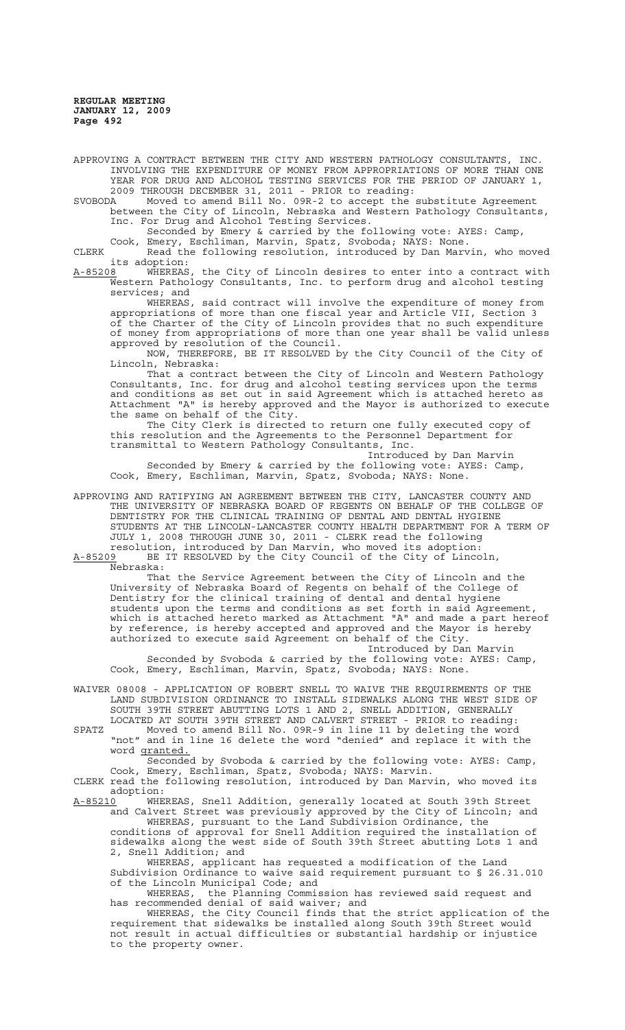APPROVING A CONTRACT BETWEEN THE CITY AND WESTERN PATHOLOGY CONSULTANTS, INC. INVOLVING THE EXPENDITURE OF MONEY FROM APPROPRIATIONS OF MORE THAN ONE YEAR FOR DRUG AND ALCOHOL TESTING SERVICES FOR THE PERIOD OF JANUARY 1, 2009 THROUGH DECEMBER 31, 2011 - PRIOR to reading:

SVOBODA Moved to amend Bill No. 09R-2 to accept the substitute Agreement between the City of Lincoln, Nebraska and Western Pathology Consultants, Inc. For Drug and Alcohol Testing Services.

Seconded by Emery & carried by the following vote: AYES: Camp, Cook, Emery, Eschliman, Marvin, Spatz, Svoboda; NAYS: None.

CLERK Read the following resolution, introduced by Dan Marvin, who moved its adoption:

A-85208 WHEREAS, the City of Lincoln desires to enter into a contract with Western Pathology Consultants, Inc. to perform drug and alcohol testing services; and

WHEREAS, said contract will involve the expenditure of money from appropriations of more than one fiscal year and Article VII, Section 3 of the Charter of the City of Lincoln provides that no such expenditure of money from appropriations of more than one year shall be valid unless approved by resolution of the Council.

NOW, THEREFORE, BE IT RESOLVED by the City Council of the City of Lincoln, Nebraska:

That a contract between the City of Lincoln and Western Pathology Consultants, Inc. for drug and alcohol testing services upon the terms and conditions as set out in said Agreement which is attached hereto as Attachment "A" is hereby approved and the Mayor is authorized to execute the same on behalf of the City.

The City Clerk is directed to return one fully executed copy of this resolution and the Agreements to the Personnel Department for transmittal to Western Pathology Consultants, Inc.

Introduced by Dan Marvin

Seconded by Emery & carried by the following vote: AYES: Camp, Cook, Emery, Eschliman, Marvin, Spatz, Svoboda; NAYS: None.

APPROVING AND RATIFYING AN AGREEMENT BETWEEN THE CITY, LANCASTER COUNTY AND THE UNIVERSITY OF NEBRASKA BOARD OF REGENTS ON BEHALF OF THE COLLEGE OF DENTISTRY FOR THE CLINICAL TRAINING OF DENTAL AND DENTAL HYGIENE STUDENTS AT THE LINCOLN-LANCASTER COUNTY HEALTH DEPARTMENT FOR A TERM OF JULY 1, 2008 THROUGH JUNE 30, 2011 - CLERK read the following resolution, introduced by Dan Marvin, who moved its adoption:

A-85209 BE IT RESOLVED by the City Council of the City of Lincoln, Nebraska:

That the Service Agreement between the City of Lincoln and the University of Nebraska Board of Regents on behalf of the College of Dentistry for the clinical training of dental and dental hygiene students upon the terms and conditions as set forth in said Agreement, which is attached hereto marked as Attachment "A" and made a part hereof by reference, is hereby accepted and approved and the Mayor is hereby authorized to execute said Agreement on behalf of the City.

Introduced by Dan Marvin

Seconded by Svoboda & carried by the following vote: AYES: Camp, Cook, Emery, Eschliman, Marvin, Spatz, Svoboda; NAYS: None.

WAIVER 08008 - APPLICATION OF ROBERT SNELL TO WAIVE THE REQUIREMENTS OF THE LAND SUBDIVISION ORDINANCE TO INSTALL SIDEWALKS ALONG THE WEST SIDE OF SOUTH 39TH STREET ABUTTING LOTS 1 AND 2, SNELL ADDITION, GENERALLY LOCATED AT SOUTH 39TH STREET AND CALVERT STREET - PRIOR to reading:

SPATZ Moved to amend Bill No. 09R-9 in line 11 by deleting the word "not" and in line 16 delete the word "denied" and replace it with the word granted.

Seconded by Svoboda & carried by the following vote: AYES: Camp, Cook, Emery, Eschliman, Spatz, Svoboda; NAYS: Marvin.

CLERK read the following resolution, introduced by Dan Marvin, who moved its adoption:

A-85210 WHEREAS, Snell Addition, generally located at South 39th Street and Calvert Street was previously approved by the City of Lincoln; and

WHEREAS, pursuant to the Land Subdivision Ordinance, the conditions of approval for Snell Addition required the installation of sidewalks along the west side of South 39th Street abutting Lots 1 and 2, Snell Addition; and

WHEREAS, applicant has requested a modification of the Land Subdivision Ordinance to waive said requirement pursuant to § 26.31.010 of the Lincoln Municipal Code; and

WHEREAS, the Planning Commission has reviewed said request and has recommended denial of said waiver; and

WHEREAS, the City Council finds that the strict application of the requirement that sidewalks be installed along South 39th Street would not result in actual difficulties or substantial hardship or injustice to the property owner.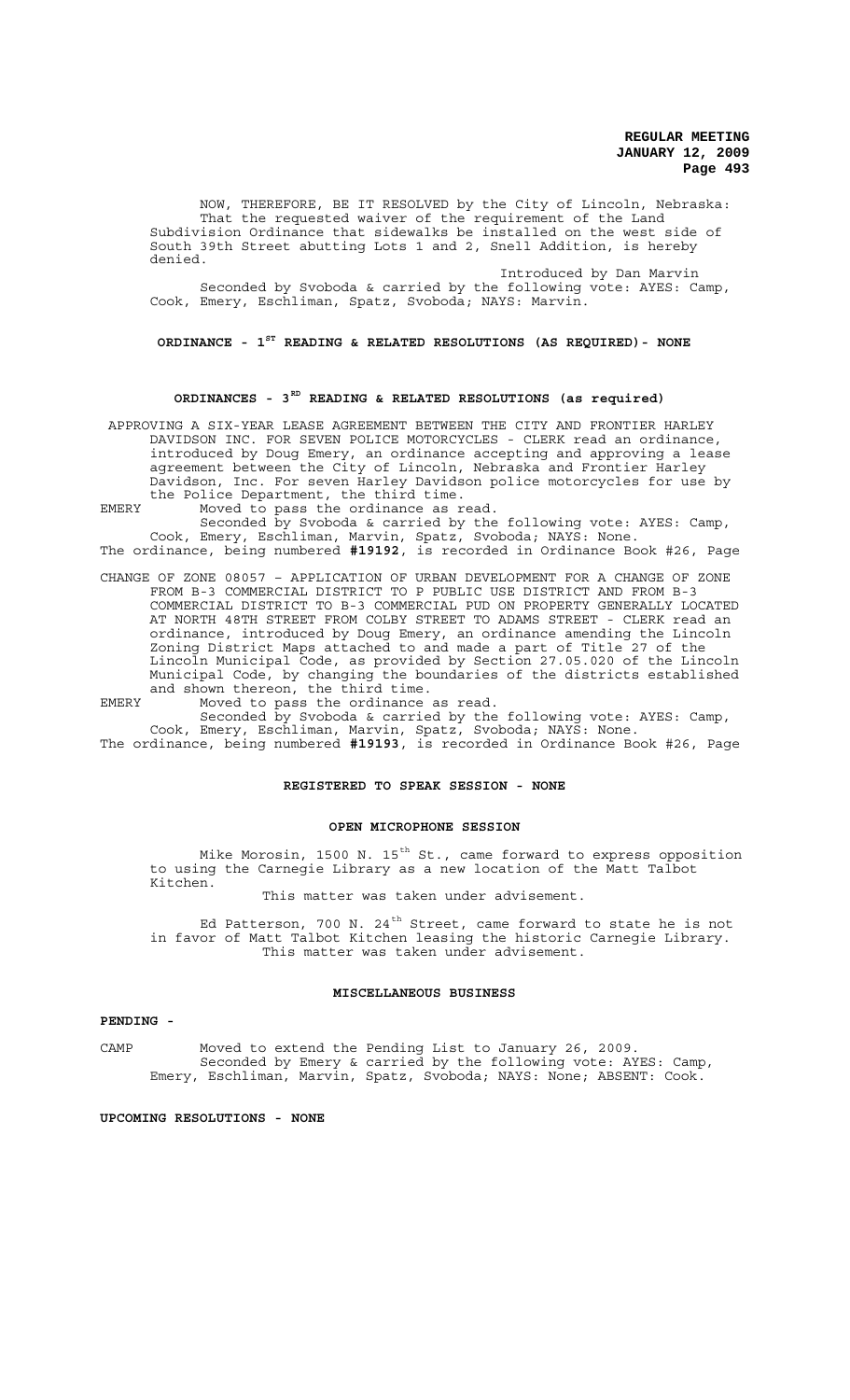NOW, THEREFORE, BE IT RESOLVED by the City of Lincoln, Nebraska:

That the requested waiver of the requirement of the Land Subdivision Ordinance that sidewalks be installed on the west side of South 39th Street abutting Lots 1 and 2, Snell Addition, is hereby denied.

Introduced by Dan Marvin

Seconded by Svoboda & carried by the following vote: AYES: Camp, Cook, Emery, Eschliman, Spatz, Svoboda; NAYS: Marvin.

## ORDINANCE - 1ST READING & RELATED RESOLUTIONS (AS REQUIRED)- NONE

## ORDINANCES - 3RD READING & RELATED RESOLUTIONS (as required)

APPROVING A SIX-YEAR LEASE AGREEMENT BETWEEN THE CITY AND FRONTIER HARLEY DAVIDSON INC. FOR SEVEN POLICE MOTORCYCLES - CLERK read an ordinance, introduced by Doug Emery, an ordinance accepting and approving a lease agreement between the City of Lincoln, Nebraska and Frontier Harley Davidson, Inc. For seven Harley Davidson police motorcycles for use by the Police Department, the third time.

EMERY Moved to pass the ordinance as read.

Seconded by Svoboda & carried by the following vote: AYES: Camp, Cook, Emery, Eschliman, Marvin, Spatz, Svoboda; NAYS: None.

The ordinance, being numbered **#19192**, is recorded in Ordinance Book #26, Page

CHANGE OF ZONE 08057 – APPLICATION OF URBAN DEVELOPMENT FOR A CHANGE OF ZONE FROM B-3 COMMERCIAL DISTRICT TO P PUBLIC USE DISTRICT AND FROM B-3 COMMERCIAL DISTRICT TO B-3 COMMERCIAL PUD ON PROPERTY GENERALLY LOCATED AT NORTH 48TH STREET FROM COLBY STREET TO ADAMS STREET - CLERK read an ordinance, introduced by Doug Emery, an ordinance amending the Lincoln Zoning District Maps attached to and made a part of Title 27 of the Lincoln Municipal Code, as provided by Section 27.05.020 of the Lincoln Municipal Code, by changing the boundaries of the districts established and shown thereon, the third time.

EMERY Moved to pass the ordinance as read.

Seconded by Svoboda & carried by the following vote: AYES: Camp, Cook, Emery, Eschliman, Marvin, Spatz, Svoboda; NAYS: None.

The ordinance, being numbered **#19193**, is recorded in Ordinance Book #26, Page

## REGISTERED TO SPEAK SESSION - NONE

## OPEN MICROPHONE SESSION

Mike Morosin, 1500 N. 15th St., came forward to express opposition to using the Carnegie Library as a new location of the Matt Talbot Kitchen.

This matter was taken under advisement.

Ed Patterson, 700 N. 24th Street, came forward to state he is not in favor of Matt Talbot Kitchen leasing the historic Carnegie Library.

This matter was taken under advisement.

## MISCELLANEOUS BUSINESS

**PENDING -**

CAMP Moved to extend the Pending List to January 26, 2009.

Seconded by Emery & carried by the following vote: AYES: Camp, Emery, Eschliman, Marvin, Spatz, Svoboda; NAYS: None; ABSENT: Cook.

**UPCOMING RESOLUTIONS - NONE**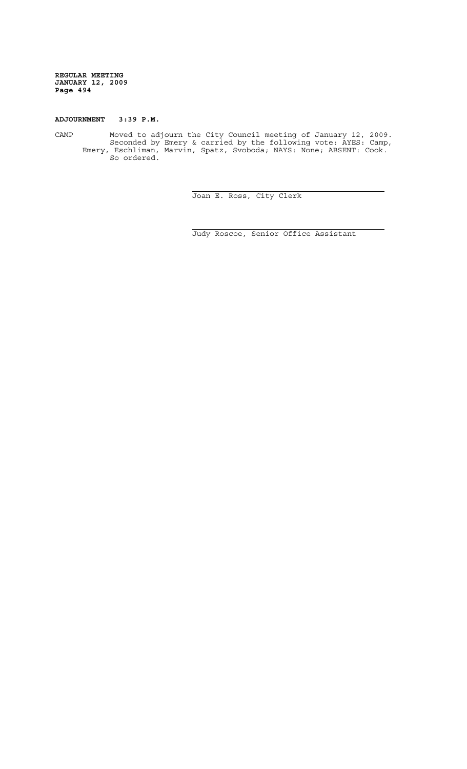**ADJOURNMENT 3:39 P.M.**

CAMP Moved to adjourn the City Council meeting of January 12, 2009. Seconded by Emery & carried by the following vote: AYES: Camp, Emery, Eschliman, Marvin, Spatz, Svoboda; NAYS: None; ABSENT: Cook. So ordered.

Joan E. Ross, City Clerk

Judy Roscoe, Senior Office Assistant